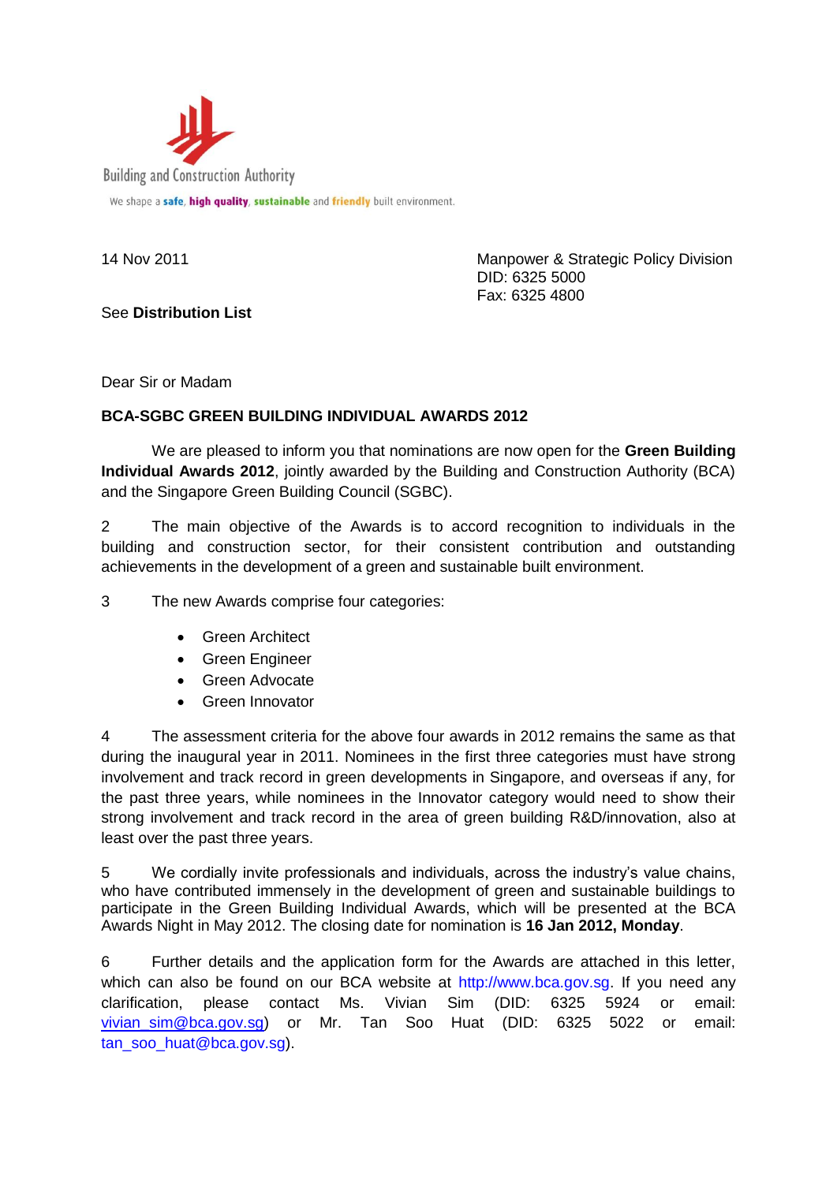Building and Construction Authority

We shape a **safe**, **high quality**, **sustainable** and **friendly** built environment.

14 Nov 2011

Manpower & Strategic Policy Division
DID: 6325 5000
Fax: 6325 4800

See **Distribution List**

Dear Sir or Madam

**BCA-SGBC GREEN BUILDING INDIVIDUAL AWARDS 2012**

We are pleased to inform you that nominations are now open for the **Green Building Individual Awards 2012**, jointly awarded by the Building and Construction Authority (BCA) and the Singapore Green Building Council (SGBC).

2 The main objective of the Awards is to accord recognition to individuals in the building and construction sector, for their consistent contribution and outstanding achievements in the development of a green and sustainable built environment.

3 The new Awards comprise four categories:

- Green Architect
- Green Engineer
- Green Advocate
- Green Innovator

4 The assessment criteria for the above four awards in 2012 remains the same as that during the inaugural year in 2011. Nominees in the first three categories must have strong involvement and track record in green developments in Singapore, and overseas if any, for the past three years, while nominees in the Innovator category would need to show their strong involvement and track record in the area of green building R&D/innovation, also at least over the past three years.

5 We cordially invite professionals and individuals, across the industry's value chains, who have contributed immensely in the development of green and sustainable buildings to participate in the Green Building Individual Awards, which will be presented at the BCA Awards Night in May 2012. The closing date for nomination is **16 Jan 2012, Monday**.

6 Further details and the application form for the Awards are attached in this letter, which can also be found on our BCA website at http://www.bca.gov.sg. If you need any clarification, please contact Ms. Vivian Sim (DID: 6325 5924 or email: vivian_sim@bca.gov.sg) or Mr. Tan Soo Huat (DID: 6325 5022 or email: tan_soo_huat@bca.gov.sg).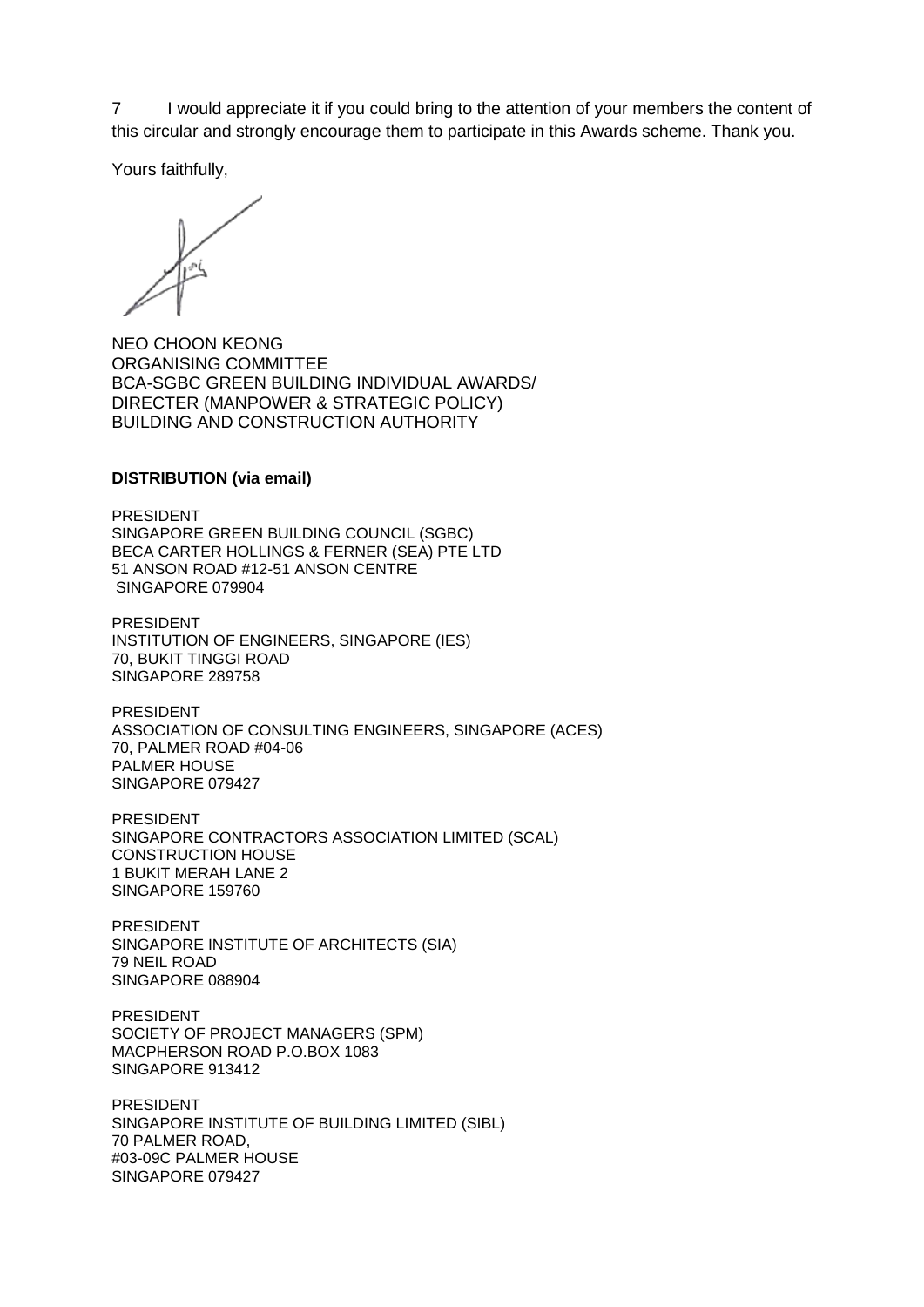7 I would appreciate it if you could bring to the attention of your members the content of this circular and strongly encourage them to participate in this Awards scheme. Thank you.

Yours faithfully,

NEO CHOON KEONG
ORGANISING COMMITTEE
BCA-SGBC GREEN BUILDING INDIVIDUAL AWARDS/
DIRECTER (MANPOWER & STRATEGIC POLICY)
BUILDING AND CONSTRUCTION AUTHORITY

**DISTRIBUTION (via email)**

PRESIDENT
SINGAPORE GREEN BUILDING COUNCIL (SGBC)
BECA CARTER HOLLINGS & FERNER (SEA) PTE LTD
51 ANSON ROAD #12-51 ANSON CENTRE
SINGAPORE 079904

PRESIDENT
INSTITUTION OF ENGINEERS, SINGAPORE (IES)
70, BUKIT TINGGI ROAD
SINGAPORE 289758

PRESIDENT
ASSOCIATION OF CONSULTING ENGINEERS, SINGAPORE (ACES)
70, PALMER ROAD #04-06
PALMER HOUSE
SINGAPORE 079427

PRESIDENT
SINGAPORE CONTRACTORS ASSOCIATION LIMITED (SCAL)
CONSTRUCTION HOUSE
1 BUKIT MERAH LANE 2
SINGAPORE 159760

PRESIDENT
SINGAPORE INSTITUTE OF ARCHITECTS (SIA)
79 NEIL ROAD
SINGAPORE 088904

PRESIDENT
SOCIETY OF PROJECT MANAGERS (SPM)
MACPHERSON ROAD P.O.BOX 1083
SINGAPORE 913412

PRESIDENT
SINGAPORE INSTITUTE OF BUILDING LIMITED (SIBL)
70 PALMER ROAD,
#03-09C PALMER HOUSE
SINGAPORE 079427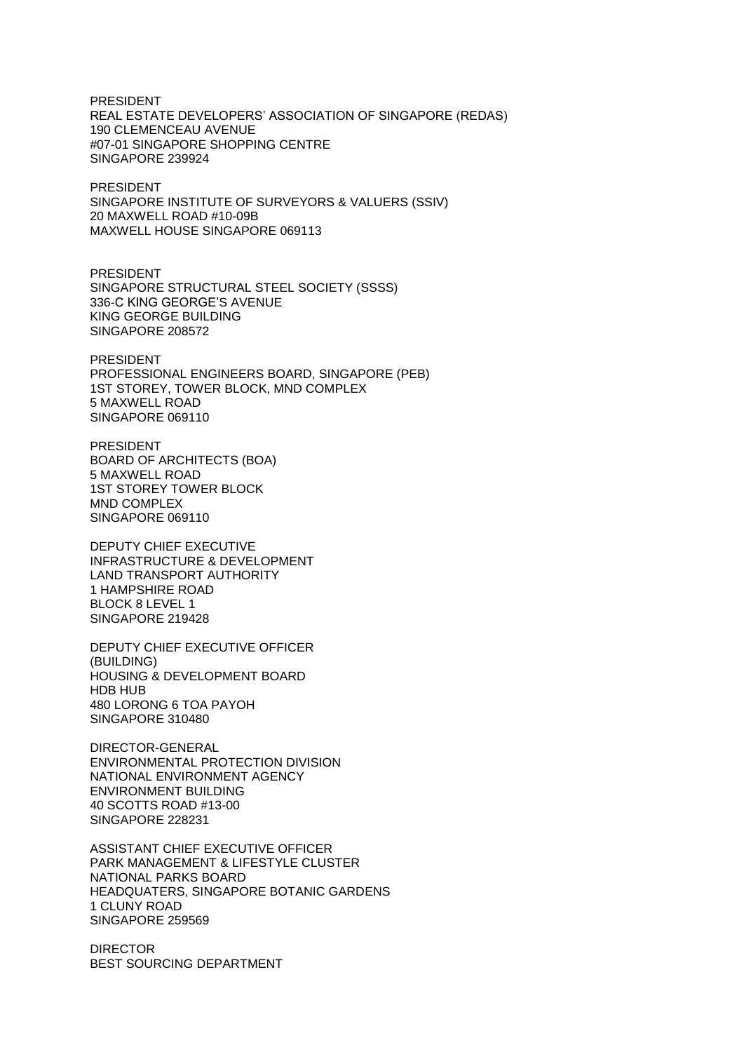PRESIDENT
REAL ESTATE DEVELOPERS' ASSOCIATION OF SINGAPORE (REDAS)
190 CLEMENCEAU AVENUE
#07-01 SINGAPORE SHOPPING CENTRE
SINGAPORE 239924

PRESIDENT
SINGAPORE INSTITUTE OF SURVEYORS & VALUERS (SSIV)
20 MAXWELL ROAD #10-09B
MAXWELL HOUSE SINGAPORE 069113

PRESIDENT
SINGAPORE STRUCTURAL STEEL SOCIETY (SSSS)
336-C KING GEORGE'S AVENUE
KING GEORGE BUILDING
SINGAPORE 208572

PRESIDENT
PROFESSIONAL ENGINEERS BOARD, SINGAPORE (PEB)
1ST STOREY, TOWER BLOCK, MND COMPLEX
5 MAXWELL ROAD
SINGAPORE 069110

PRESIDENT
BOARD OF ARCHITECTS (BOA)
5 MAXWELL ROAD
1ST STOREY TOWER BLOCK
MND COMPLEX
SINGAPORE 069110

DEPUTY CHIEF EXECUTIVE
INFRASTRUCTURE & DEVELOPMENT
LAND TRANSPORT AUTHORITY
1 HAMPSHIRE ROAD
BLOCK 8 LEVEL 1
SINGAPORE 219428

DEPUTY CHIEF EXECUTIVE OFFICER
(BUILDING)
HOUSING & DEVELOPMENT BOARD
HDB HUB
480 LORONG 6 TOA PAYOH
SINGAPORE 310480

DIRECTOR-GENERAL
ENVIRONMENTAL PROTECTION DIVISION
NATIONAL ENVIRONMENT AGENCY
ENVIRONMENT BUILDING
40 SCOTTS ROAD #13-00
SINGAPORE 228231

ASSISTANT CHIEF EXECUTIVE OFFICER
PARK MANAGEMENT & LIFESTYLE CLUSTER
NATIONAL PARKS BOARD
HEADQUATERS, SINGAPORE BOTANIC GARDENS
1 CLUNY ROAD
SINGAPORE 259569

DIRECTOR
BEST SOURCING DEPARTMENT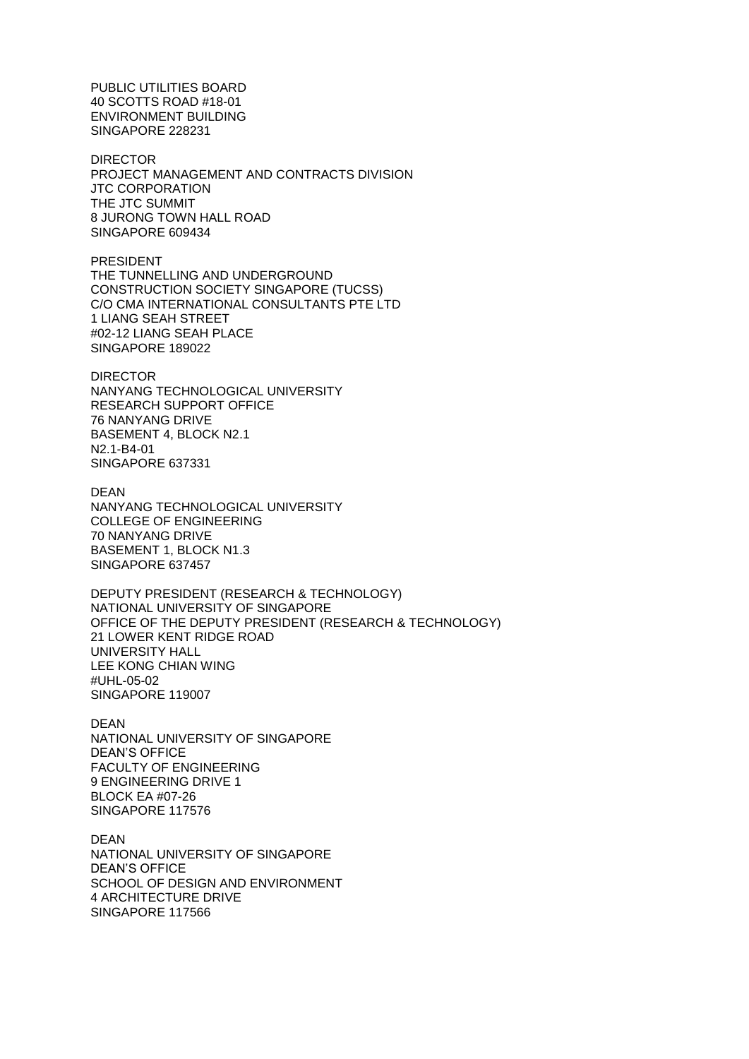PUBLIC UTILITIES BOARD
40 SCOTTS ROAD #18-01
ENVIRONMENT BUILDING
SINGAPORE 228231

DIRECTOR
PROJECT MANAGEMENT AND CONTRACTS DIVISION
JTC CORPORATION
THE JTC SUMMIT
8 JURONG TOWN HALL ROAD
SINGAPORE 609434

PRESIDENT
THE TUNNELLING AND UNDERGROUND
CONSTRUCTION SOCIETY SINGAPORE (TUCSS)
C/O CMA INTERNATIONAL CONSULTANTS PTE LTD
1 LIANG SEAH STREET
#02-12 LIANG SEAH PLACE
SINGAPORE 189022

DIRECTOR
NANYANG TECHNOLOGICAL UNIVERSITY
RESEARCH SUPPORT OFFICE
76 NANYANG DRIVE
BASEMENT 4, BLOCK N2.1
N2.1-B4-01
SINGAPORE 637331

DEAN
NANYANG TECHNOLOGICAL UNIVERSITY
COLLEGE OF ENGINEERING
70 NANYANG DRIVE
BASEMENT 1, BLOCK N1.3
SINGAPORE 637457

DEPUTY PRESIDENT (RESEARCH & TECHNOLOGY)
NATIONAL UNIVERSITY OF SINGAPORE
OFFICE OF THE DEPUTY PRESIDENT (RESEARCH & TECHNOLOGY)
21 LOWER KENT RIDGE ROAD
UNIVERSITY HALL
LEE KONG CHIAN WING
#UHL-05-02
SINGAPORE 119007

DEAN
NATIONAL UNIVERSITY OF SINGAPORE
DEAN'S OFFICE
FACULTY OF ENGINEERING
9 ENGINEERING DRIVE 1
BLOCK EA #07-26
SINGAPORE 117576

DEAN
NATIONAL UNIVERSITY OF SINGAPORE
DEAN'S OFFICE
SCHOOL OF DESIGN AND ENVIRONMENT
4 ARCHITECTURE DRIVE
SINGAPORE 117566